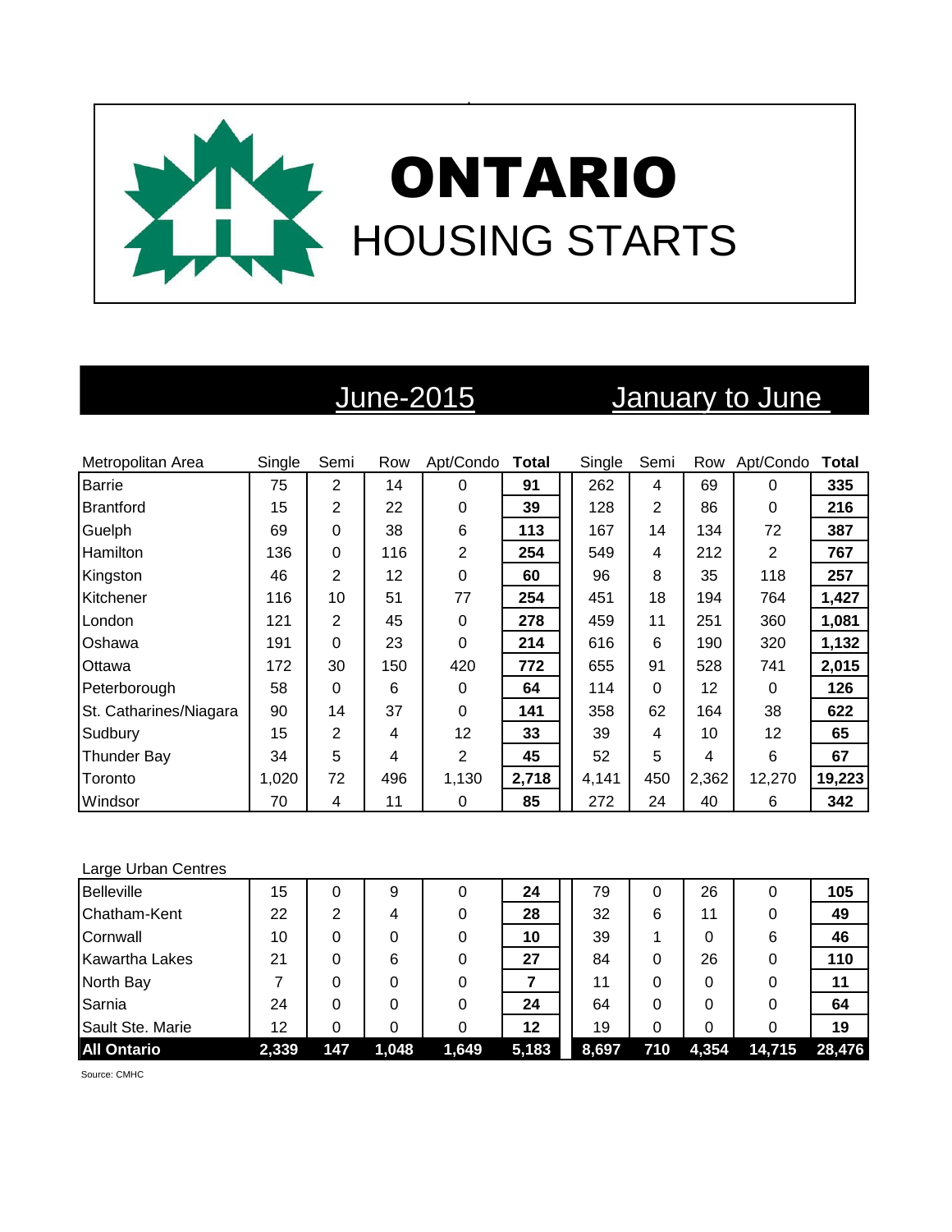# ONTARIO
## HOUSING STARTS

| Metropolitan Area | June-2015 Single | Semi | Row | Apt/Condo | Total | January to June Single | Semi | Row | Apt/Condo | Total |
|---|---|---|---|---|---|---|---|---|---|---|
| Barrie | 75 | 2 | 14 | 0 | **91** | 262 | 4 | 69 | 0 | **335** |
| Brantford | 15 | 2 | 22 | 0 | **39** | 128 | 2 | 86 | 0 | **216** |
| Guelph | 69 | 0 | 38 | 6 | **113** | 167 | 14 | 134 | 72 | **387** |
| Hamilton | 136 | 0 | 116 | 2 | **254** | 549 | 4 | 212 | 2 | **767** |
| Kingston | 46 | 2 | 12 | 0 | **60** | 96 | 8 | 35 | 118 | **257** |
| Kitchener | 116 | 10 | 51 | 77 | **254** | 451 | 18 | 194 | 764 | **1,427** |
| London | 121 | 2 | 45 | 0 | **278** | 459 | 11 | 251 | 360 | **1,081** |
| Oshawa | 191 | 0 | 23 | 0 | **214** | 616 | 6 | 190 | 320 | **1,132** |
| Ottawa | 172 | 30 | 150 | 420 | **772** | 655 | 91 | 528 | 741 | **2,015** |
| Peterborough | 58 | 0 | 6 | 0 | **64** | 114 | 0 | 12 | 0 | **126** |
| St. Catharines/Niagara | 90 | 14 | 37 | 0 | **141** | 358 | 62 | 164 | 38 | **622** |
| Sudbury | 15 | 2 | 4 | 12 | **33** | 39 | 4 | 10 | 12 | **65** |
| Thunder Bay | 34 | 5 | 4 | 2 | **45** | 52 | 5 | 4 | 6 | **67** |
| Toronto | 1,020 | 72 | 496 | 1,130 | **2,718** | 4,141 | 450 | 2,362 | 12,270 | **19,223** |
| Windsor | 70 | 4 | 11 | 0 | **85** | 272 | 24 | 40 | 6 | **342** |
| **Large Urban Centres** | | | | | | | | | | |
| Belleville | 15 | 0 | 9 | 0 | **24** | 79 | 0 | 26 | 0 | **105** |
| Chatham-Kent | 22 | 2 | 4 | 0 | **28** | 32 | 6 | 11 | 0 | **49** |
| Cornwall | 10 | 0 | 0 | 0 | **10** | 39 | 1 | 0 | 6 | **46** |
| Kawartha Lakes | 21 | 0 | 6 | 0 | **27** | 84 | 0 | 26 | 0 | **110** |
| North Bay | 7 | 0 | 0 | 0 | **7** | 11 | 0 | 0 | 0 | **11** |
| Sarnia | 24 | 0 | 0 | 0 | **24** | 64 | 0 | 0 | 0 | **64** |
| Sault Ste. Marie | 12 | 0 | 0 | 0 | **12** | 19 | 0 | 0 | 0 | **19** |
| **All Ontario** | **2,339** | **147** | **1,048** | **1,649** | **5,183** | **8,697** | **710** | **4,354** | **14,715** | **28,476** |

Source: CMHC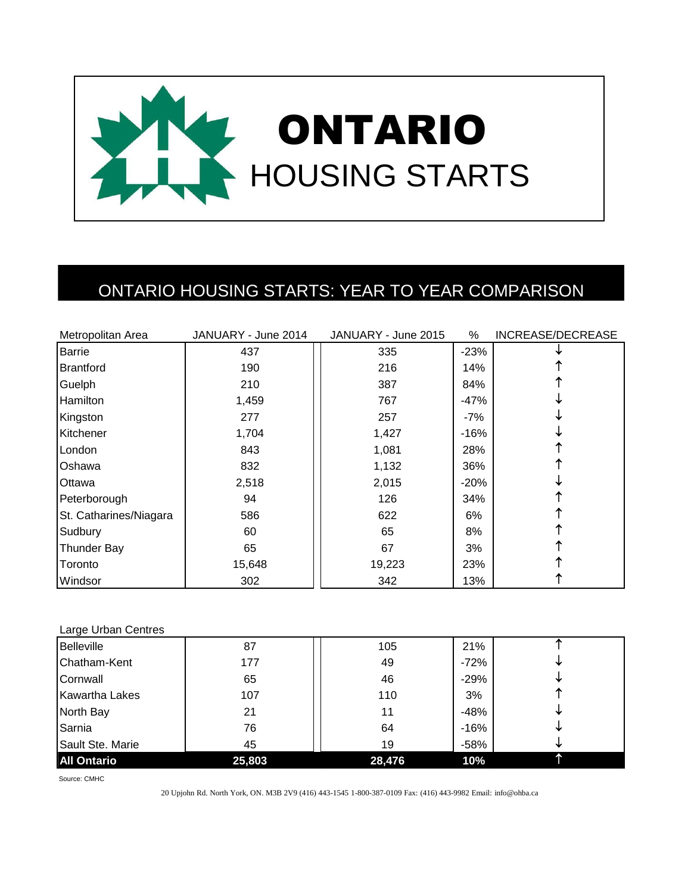# ONTARIO
## HOUSING STARTS

## ONTARIO HOUSING STARTS: YEAR TO YEAR COMPARISON

| Metropolitan Area | JANUARY - June 2014 | JANUARY - June 2015 | % | INCREASE/DECREASE |
|---|---|---|---|---|
| Barrie | 437 | 335 | -23% | ↓ |
| Brantford | 190 | 216 | 14% | ↑ |
| Guelph | 210 | 387 | 84% | ↑ |
| Hamilton | 1,459 | 767 | -47% | ↓ |
| Kingston | 277 | 257 | -7% | ↓ |
| Kitchener | 1,704 | 1,427 | -16% | ↓ |
| London | 843 | 1,081 | 28% | ↑ |
| Oshawa | 832 | 1,132 | 36% | ↑ |
| Ottawa | 2,518 | 2,015 | -20% | ↓ |
| Peterborough | 94 | 126 | 34% | ↑ |
| St. Catharines/Niagara | 586 | 622 | 6% | ↑ |
| Sudbury | 60 | 65 | 8% | ↑ |
| Thunder Bay | 65 | 67 | 3% | ↑ |
| Toronto | 15,648 | 19,223 | 23% | ↑ |
| Windsor | 302 | 342 | 13% | ↑ |
| **Large Urban Centres** | | | | |
| Belleville | 87 | 105 | 21% | ↑ |
| Chatham-Kent | 177 | 49 | -72% | ↓ |
| Cornwall | 65 | 46 | -29% | ↓ |
| Kawartha Lakes | 107 | 110 | 3% | ↑ |
| North Bay | 21 | 11 | -48% | ↓ |
| Sarnia | 76 | 64 | -16% | ↓ |
| Sault Ste. Marie | 45 | 19 | -58% | ↓ |
| **All Ontario** | **25,803** | **28,476** | **10%** | ↑ |

Source: CMHC

20 Upjohn Rd. North York, ON. M3B 2V9 (416) 443-1545 1-800-387-0109 Fax: (416) 443-9982 Email: info@ohba.ca